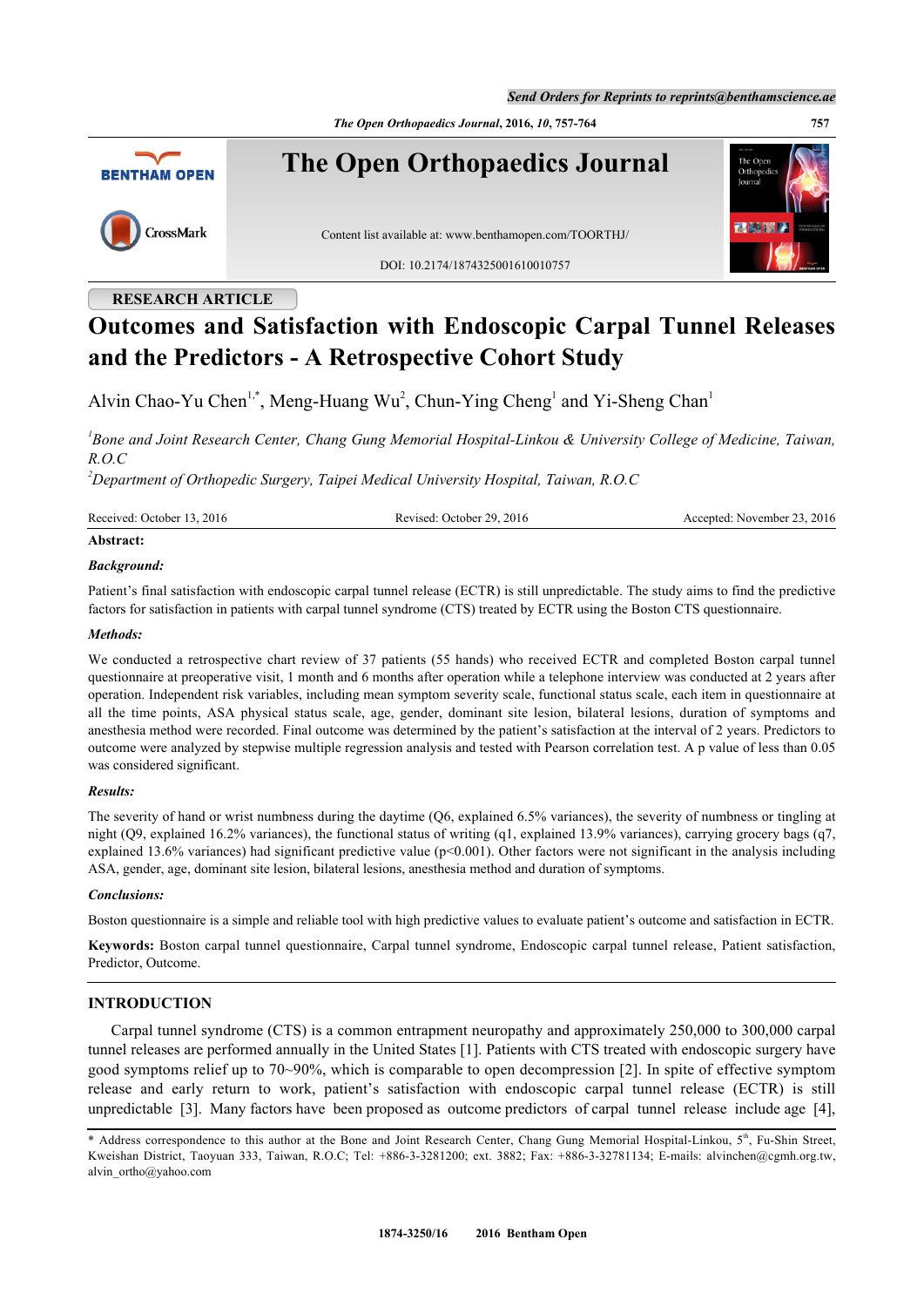RESEARCH ARTICLE

# Outcomes and Satisfaction with Endoscopic Carpal Tunnel Releases and the Predictors - A Retrospective Cohort Study

Alvin Chao-Yu Chen[1,*], Meng-Huang Wu[2], Chun-Ying Cheng[1] and Yi-Sheng Chan[1]

[1]*Bone and Joint Research Center, Chang Gung Memorial Hospital-Linkou & University College of Medicine, Taiwan, R.O.C*

[2]*Department of Orthopedic Surgery, Taipei Medical University Hospital, Taiwan, R.O.C*

Received: October 13, 2016 Revised: October 29, 2016 Accepted: November 23, 2016

**Abstract:**

***Background:***

Patient's final satisfaction with endoscopic carpal tunnel release (ECTR) is still unpredictable. The study aims to find the predictive factors for satisfaction in patients with carpal tunnel syndrome (CTS) treated by ECTR using the Boston CTS questionnaire.

***Methods:***

We conducted a retrospective chart review of 37 patients (55 hands) who received ECTR and completed Boston carpal tunnel questionnaire at preoperative visit, 1 month and 6 months after operation while a telephone interview was conducted at 2 years after operation. Independent risk variables, including mean symptom severity scale, functional status scale, each item in questionnaire at all the time points, ASA physical status scale, age, gender, dominant site lesion, bilateral lesions, duration of symptoms and anesthesia method were recorded. Final outcome was determined by the patient's satisfaction at the interval of 2 years. Predictors to outcome were analyzed by stepwise multiple regression analysis and tested with Pearson correlation test. A p value of less than 0.05 was considered significant.

***Results:***

The severity of hand or wrist numbness during the daytime (Q6, explained 6.5% variances), the severity of numbness or tingling at night (Q9, explained 16.2% variances), the functional status of writing (q1, explained 13.9% variances), carrying grocery bags (q7, explained 13.6% variances) had significant predictive value ($p<0.001$). Other factors were not significant in the analysis including ASA, gender, age, dominant site lesion, bilateral lesions, anesthesia method and duration of symptoms.

***Conclusions:***

Boston questionnaire is a simple and reliable tool with high predictive values to evaluate patient's outcome and satisfaction in ECTR.

**Keywords:** Boston carpal tunnel questionnaire, Carpal tunnel syndrome, Endoscopic carpal tunnel release, Patient satisfaction, Predictor, Outcome.

## INTRODUCTION

Carpal tunnel syndrome (CTS) is a common entrapment neuropathy and approximately 250,000 to 300,000 carpal tunnel releases are performed annually in the United States [1]. Patients with CTS treated with endoscopic surgery have good symptoms relief up to 70~90%, which is comparable to open decompression [2]. In spite of effective symptom release and early return to work, patient's satisfaction with endoscopic carpal tunnel release (ECTR) is still unpredictable [3]. Many factors have been proposed as outcome predictors of carpal tunnel release include age [4],

\* Address correspondence to this author at the Bone and Joint Research Center, Chang Gung Memorial Hospital-Linkou, 5th, Fu-Shin Street, Kweishan District, Taoyuan 333, Taiwan, R.O.C; Tel: +886-3-3281200; ext. 3882; Fax: +886-3-32781134; E-mails: alvinchen@cgmh.org.tw, alvin_ortho@yahoo.com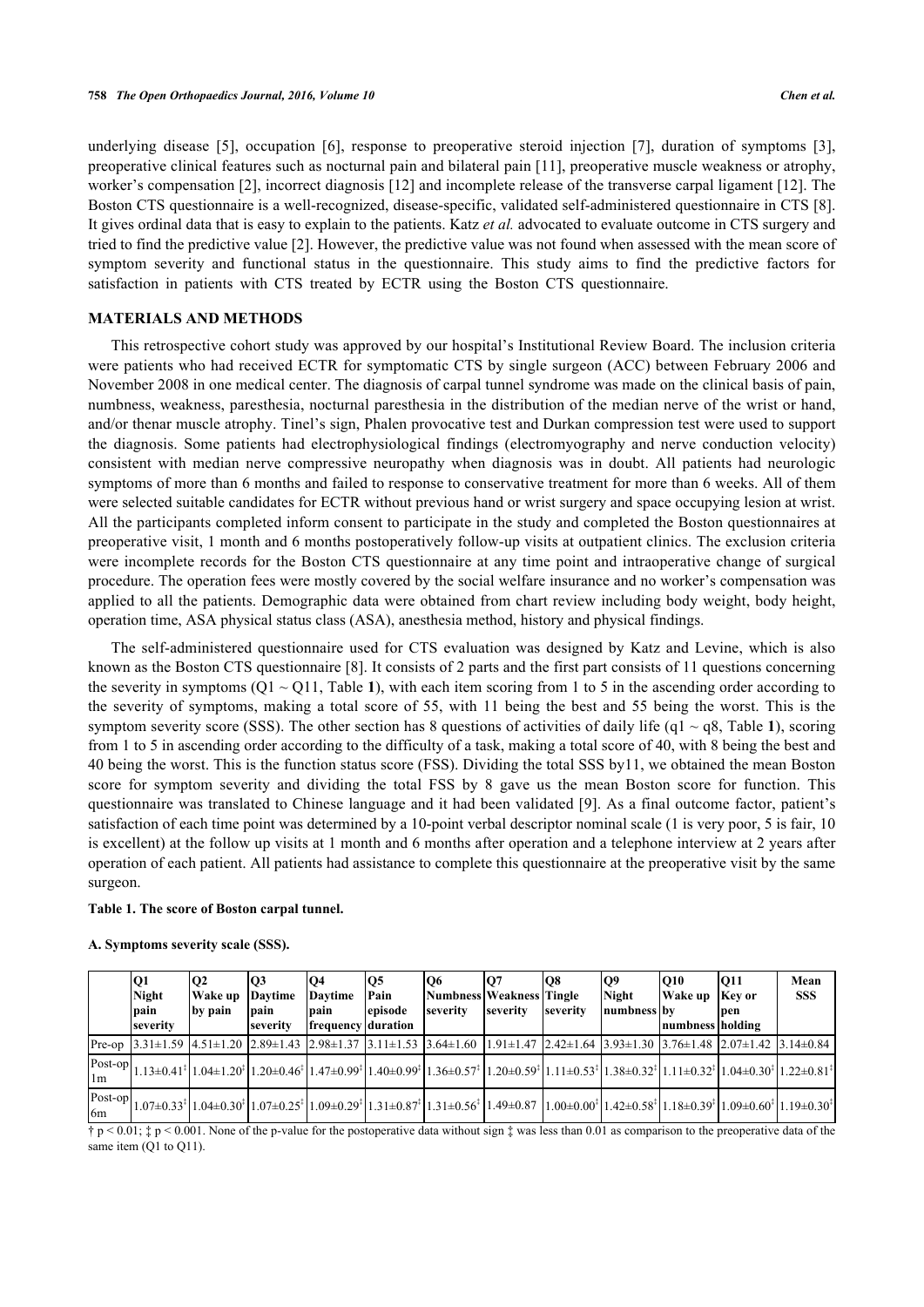underlying disease [5], occupation [6], response to preoperative steroid injection [7], duration of symptoms [3], preoperative clinical features such as nocturnal pain and bilateral pain [11], preoperative muscle weakness or atrophy, worker's compensation [2], incorrect diagnosis [12] and incomplete release of the transverse carpal ligament [12]. The Boston CTS questionnaire is a well-recognized, disease-specific, validated self-administered questionnaire in CTS [8]. It gives ordinal data that is easy to explain to the patients. Katz *et al.* advocated to evaluate outcome in CTS surgery and tried to find the predictive value [2]. However, the predictive value was not found when assessed with the mean score of symptom severity and functional status in the questionnaire. This study aims to find the predictive factors for satisfaction in patients with CTS treated by ECTR using the Boston CTS questionnaire.

## MATERIALS AND METHODS

This retrospective cohort study was approved by our hospital's Institutional Review Board. The inclusion criteria were patients who had received ECTR for symptomatic CTS by single surgeon (ACC) between February 2006 and November 2008 in one medical center. The diagnosis of carpal tunnel syndrome was made on the clinical basis of pain, numbness, weakness, paresthesia, nocturnal paresthesia in the distribution of the median nerve of the wrist or hand, and/or thenar muscle atrophy. Tinel's sign, Phalen provocative test and Durkan compression test were used to support the diagnosis. Some patients had electrophysiological findings (electromyography and nerve conduction velocity) consistent with median nerve compressive neuropathy when diagnosis was in doubt. All patients had neurologic symptoms of more than 6 months and failed to response to conservative treatment for more than 6 weeks. All of them were selected suitable candidates for ECTR without previous hand or wrist surgery and space occupying lesion at wrist. All the participants completed inform consent to participate in the study and completed the Boston questionnaires at preoperative visit, 1 month and 6 months postoperatively follow-up visits at outpatient clinics. The exclusion criteria were incomplete records for the Boston CTS questionnaire at any time point and intraoperative change of surgical procedure. The operation fees were mostly covered by the social welfare insurance and no worker's compensation was applied to all the patients. Demographic data were obtained from chart review including body weight, body height, operation time, ASA physical status class (ASA), anesthesia method, history and physical findings.

The self-administered questionnaire used for CTS evaluation was designed by Katz and Levine, which is also known as the Boston CTS questionnaire [8]. It consists of 2 parts and the first part consists of 11 questions concerning the severity in symptoms (Q1 ~ Q11, Table **1**), with each item scoring from 1 to 5 in the ascending order according to the severity of symptoms, making a total score of 55, with 11 being the best and 55 being the worst. This is the symptom severity score (SSS). The other section has 8 questions of activities of daily life (q1 ~ q8, Table **1**), scoring from 1 to 5 in ascending order according to the difficulty of a task, making a total score of 40, with 8 being the best and 40 being the worst. This is the function status score (FSS). Dividing the total SSS by11, we obtained the mean Boston score for symptom severity and dividing the total FSS by 8 gave us the mean Boston score for function. This questionnaire was translated to Chinese language and it had been validated [9]. As a final outcome factor, patient's satisfaction of each time point was determined by a 10-point verbal descriptor nominal scale (1 is very poor, 5 is fair, 10 is excellent) at the follow up visits at 1 month and 6 months after operation and a telephone interview at 2 years after operation of each patient. All patients had assistance to complete this questionnaire at the preoperative visit by the same surgeon.

**Table 1. The score of Boston carpal tunnel.**

**A. Symptoms severity scale (SSS).**

| | Q1 Night pain severity | Q2 Wake up by pain | Q3 Daytime pain severity | Q4 Daytime pain frequency | Q5 Pain episode duration | Q6 Numbness severity | Q7 Weakness severity | Q8 Tingle severity | Q9 Night numbness | Q10 Wake up by numbness | Q11 Key or pen holding | Mean SSS |
|---|---|---|---|---|---|---|---|---|---|---|---|---|
| Pre-op | 3.31±1.59 | 4.51±1.20 | 2.89±1.43 | 2.98±1.37 | 3.11±1.53 | 3.64±1.60 | 1.91±1.47 | 2.42±1.64 | 3.93±1.30 | 3.76±1.48 | 2.07±1.42 | 3.14±0.84 |
| Post-op 1m | 1.13±0.41‡ | 1.04±1.20‡ | 1.20±0.46‡ | 1.47±0.99‡ | 1.40±0.99‡ | 1.36±0.57‡ | 1.20±0.59‡ | 1.11±0.53‡ | 1.38±0.32‡ | 1.11±0.32‡ | 1.04±0.30‡ | 1.22±0.81‡ |
| Post-op 6m | 1.07±0.33‡ | 1.04±0.30‡ | 1.07±0.25‡ | 1.09±0.29‡ | 1.31±0.87‡ | 1.31±0.56‡ | 1.49±0.87 | 1.00±0.00‡ | 1.42±0.58‡ | 1.18±0.39‡ | 1.09±0.60‡ | 1.19±0.30‡ |

† $p < 0.01$; ‡ $p < 0.001$. None of the p-value for the postoperative data without sign ‡ was less than 0.01 as comparison to the preoperative data of the same item (Q1 to Q11).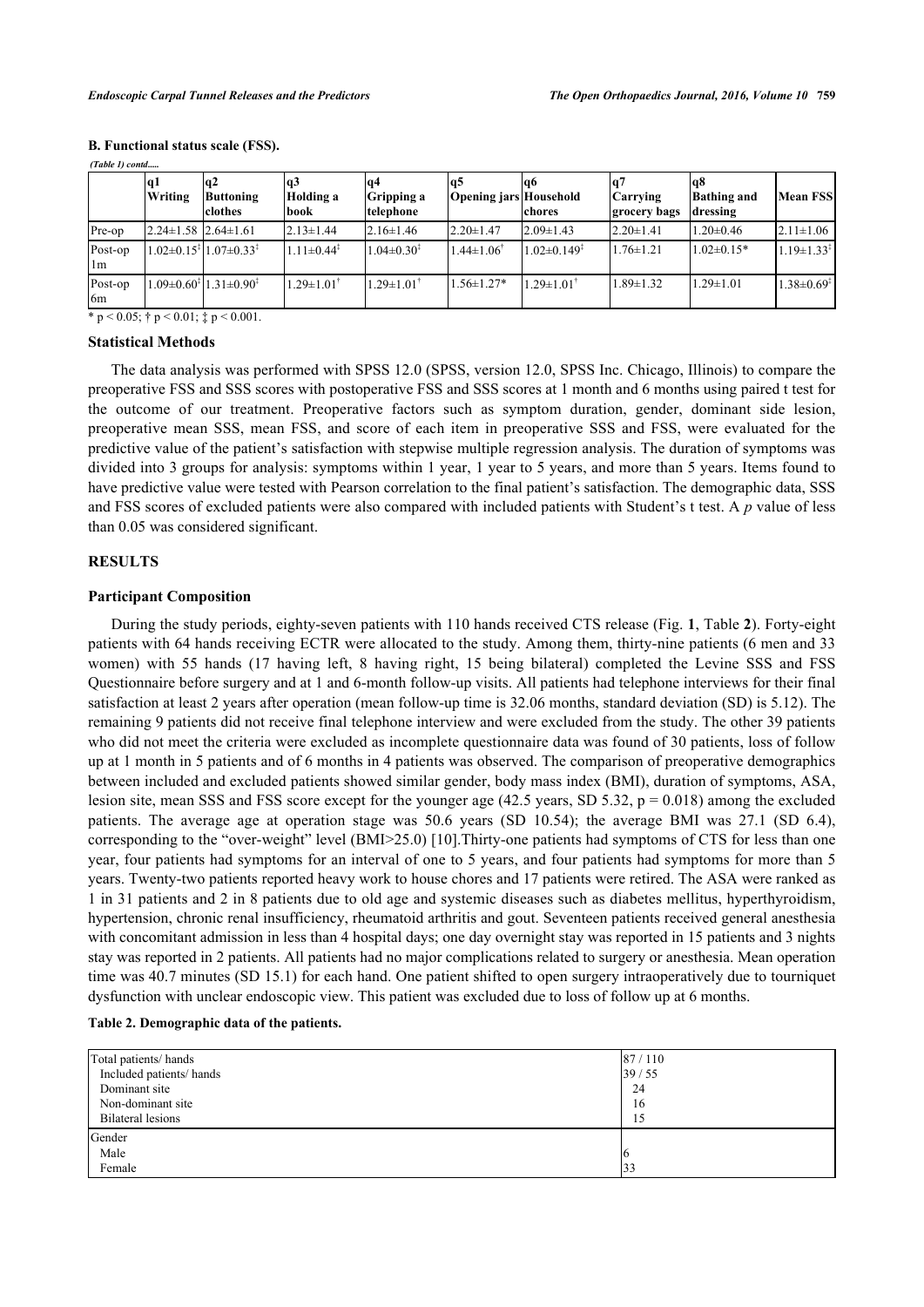**B. Functional status scale (FSS).**

*(Table 1) contd.....*

| | q1 Writing | q2 Buttoning clothes | q3 Holding a book | q4 Gripping a telephone | q5 Opening jars | q6 Household chores | q7 Carrying grocery bags | q8 Bathing and dressing | Mean FSS |
|---|---|---|---|---|---|---|---|---|---|
| Pre-op | 2.24±1.58 | 2.64±1.61 | 2.13±1.44 | 2.16±1.46 | 2.20±1.47 | 2.09±1.43 | 2.20±1.41 | 1.20±0.46 | 2.11±1.06 |
| Post-op 1m | 1.02±0.15‡ | 1.07±0.33‡ | 1.11±0.44‡ | 1.04±0.30‡ | 1.44±1.06† | 1.02±0.149‡ | 1.76±1.21 | 1.02±0.15* | 1.19±1.33‡ |
| Post-op 6m | 1.09±0.60‡ | 1.31±0.90‡ | 1.29±1.01† | 1.29±1.01† | 1.56±1.27* | 1.29±1.01† | 1.89±1.32 | 1.29±1.01 | 1.38±0.69‡ |

\* $p < 0.05$; † $p < 0.01$; ‡ $p < 0.001$.

### Statistical Methods

The data analysis was performed with SPSS 12.0 (SPSS, version 12.0, SPSS Inc. Chicago, Illinois) to compare the preoperative FSS and SSS scores with postoperative FSS and SSS scores at 1 month and 6 months using paired t test for the outcome of our treatment. Preoperative factors such as symptom duration, gender, dominant side lesion, preoperative mean SSS, mean FSS, and score of each item in preoperative SSS and FSS, were evaluated for the predictive value of the patient's satisfaction with stepwise multiple regression analysis. The duration of symptoms was divided into 3 groups for analysis: symptoms within 1 year, 1 year to 5 years, and more than 5 years. Items found to have predictive value were tested with Pearson correlation to the final patient's satisfaction. The demographic data, SSS and FSS scores of excluded patients were also compared with included patients with Student's t test. A *p* value of less than 0.05 was considered significant.

## RESULTS

### Participant Composition

During the study periods, eighty-seven patients with 110 hands received CTS release (Fig. **1**, Table **2**). Forty-eight patients with 64 hands receiving ECTR were allocated to the study. Among them, thirty-nine patients (6 men and 33 women) with 55 hands (17 having left, 8 having right, 15 being bilateral) completed the Levine SSS and FSS Questionnaire before surgery and at 1 and 6-month follow-up visits. All patients had telephone interviews for their final satisfaction at least 2 years after operation (mean follow-up time is 32.06 months, standard deviation (SD) is 5.12). The remaining 9 patients did not receive final telephone interview and were excluded from the study. The other 39 patients who did not meet the criteria were excluded as incomplete questionnaire data was found of 30 patients, loss of follow up at 1 month in 5 patients and of 6 months in 4 patients was observed. The comparison of preoperative demographics between included and excluded patients showed similar gender, body mass index (BMI), duration of symptoms, ASA, lesion site, mean SSS and FSS score except for the younger age (42.5 years, SD 5.32, $p = 0.018$) among the excluded patients. The average age at operation stage was 50.6 years (SD 10.54); the average BMI was 27.1 (SD 6.4), corresponding to the "over-weight" level (BMI>25.0) [10].Thirty-one patients had symptoms of CTS for less than one year, four patients had symptoms for an interval of one to 5 years, and four patients had symptoms for more than 5 years. Twenty-two patients reported heavy work to house chores and 17 patients were retired. The ASA were ranked as 1 in 31 patients and 2 in 8 patients due to old age and systemic diseases such as diabetes mellitus, hyperthyroidism, hypertension, chronic renal insufficiency, rheumatoid arthritis and gout. Seventeen patients received general anesthesia with concomitant admission in less than 4 hospital days; one day overnight stay was reported in 15 patients and 3 nights stay was reported in 2 patients. All patients had no major complications related to surgery or anesthesia. Mean operation time was 40.7 minutes (SD 15.1) for each hand. One patient shifted to open surgery intraoperatively due to tourniquet dysfunction with unclear endoscopic view. This patient was excluded due to loss of follow up at 6 months.

**Table 2. Demographic data of the patients.**

| | |
|---|---|
| Total patients/ hands | 87 / 110 |
| Included patients/ hands | 39 / 55 |
| Dominant site | 24 |
| Non-dominant site | 16 |
| Bilateral lesions | 15 |
| Gender | |
| Male | 6 |
| Female | 33 |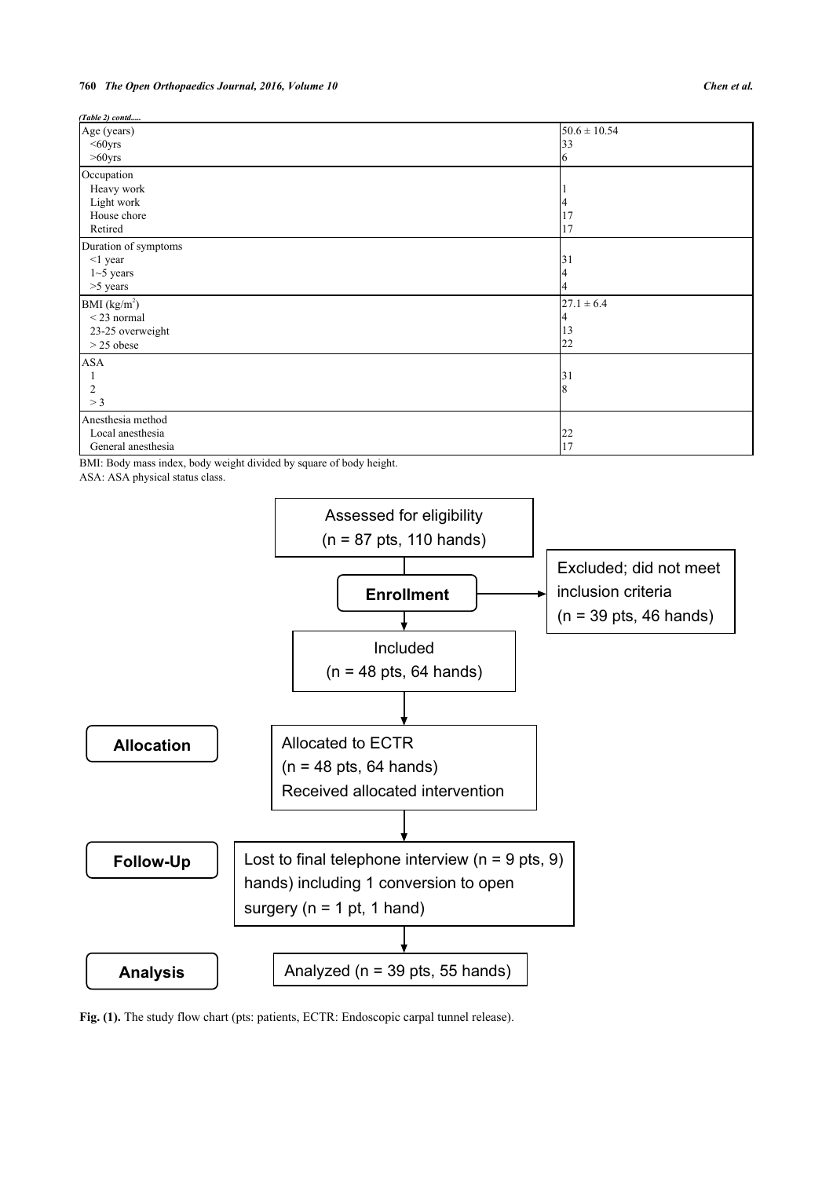*(Table 2) contd.....*

| | |
|---|---|
| Age (years) | 50.6 ± 10.54 |
| <60yrs | 33 |
| >60yrs | 6 |
| Occupation | |
| Heavy work | 1 |
| Light work | 4 |
| House chore | 17 |
| Retired | 17 |
| Duration of symptoms | |
| <1 year | 31 |
| 1~5 years | 4 |
| >5 years | 4 |
| BMI (kg/m$^2$) | 27.1 ± 6.4 |
| < 23 normal | 4 |
| 23-25 overweight | 13 |
| > 25 obese | 22 |
| ASA | |
| 1 | 31 |
| 2 | 8 |
| > 3 | |
| Anesthesia method | |
| Local anesthesia | 22 |
| General anesthesia | 17 |

BMI: Body mass index, body weight divided by square of body height.
ASA: ASA physical status class.

**Enrollment**

- Assessed for eligibility (n = 87 pts, 110 hands)
- Excluded; did not meet inclusion criteria (n = 39 pts, 46 hands)
- Included (n = 48 pts, 64 hands)

**Allocation**

- Allocated to ECTR (n = 48 pts, 64 hands) Received allocated intervention

**Follow-Up**

- Lost to final telephone interview (n = 9 pts, 9) hands) including 1 conversion to open surgery (n = 1 pt, 1 hand)

**Analysis**

- Analyzed (n = 39 pts, 55 hands)

**Fig. (1).** The study flow chart (pts: patients, ECTR: Endoscopic carpal tunnel release).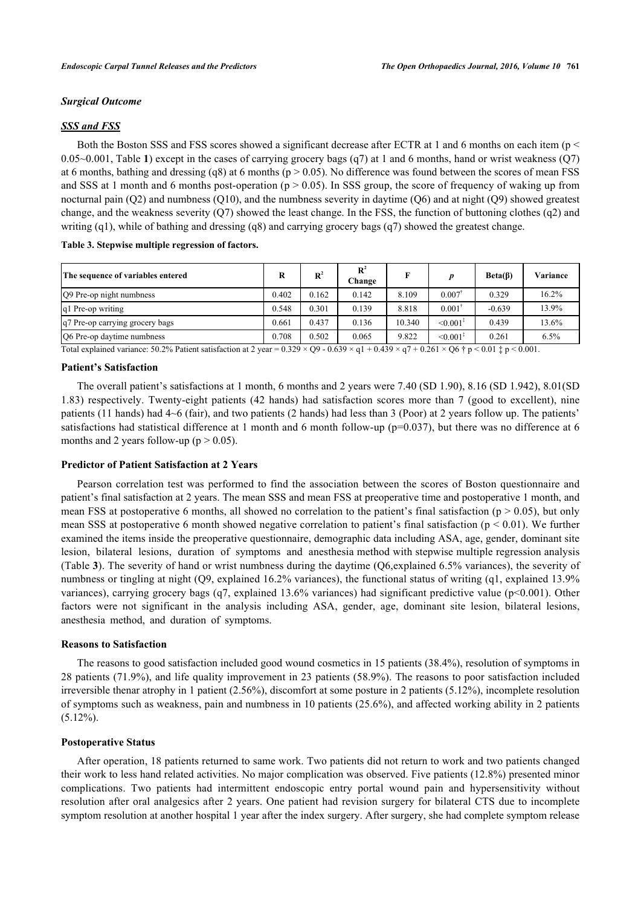### *Surgical Outcome*

#### *SSS and FSS*

Both the Boston SSS and FSS scores showed a significant decrease after ECTR at 1 and 6 months on each item ($p < 0.05$~$0.001$, Table **1**) except in the cases of carrying grocery bags (q7) at 1 and 6 months, hand or wrist weakness (Q7) at 6 months, bathing and dressing (q8) at 6 months ($p > 0.05$). No difference was found between the scores of mean FSS and SSS at 1 month and 6 months post-operation ($p > 0.05$). In SSS group, the score of frequency of waking up from nocturnal pain (Q2) and numbness (Q10), and the numbness severity in daytime (Q6) and at night (Q9) showed greatest change, and the weakness severity (Q7) showed the least change. In the FSS, the function of buttoning clothes (q2) and writing (q1), while of bathing and dressing (q8) and carrying grocery bags (q7) showed the greatest change.

**Table 3. Stepwise multiple regression of factors.**

| The sequence of variables entered | R | $R^2$ | $R^2$ Change | F | $p$ | Beta(β) | Variance |
|---|---|---|---|---|---|---|---|
| Q9 Pre-op night numbness | 0.402 | 0.162 | 0.142 | 8.109 | 0.007† | 0.329 | 16.2% |
| q1 Pre-op writing | 0.548 | 0.301 | 0.139 | 8.818 | 0.001† | -0.639 | 13.9% |
| q7 Pre-op carrying grocery bags | 0.661 | 0.437 | 0.136 | 10.340 | <0.001‡ | 0.439 | 13.6% |
| Q6 Pre-op daytime numbness | 0.708 | 0.502 | 0.065 | 9.822 | <0.001‡ | 0.261 | 6.5% |

Total explained variance: 50.2% Patient satisfaction at 2 year = $0.329 \times Q9 - 0.639 \times q1 + 0.439 \times q7 + 0.261 \times Q6$ † $p < 0.01$ ‡ $p < 0.001$.

### Patient's Satisfaction

The overall patient's satisfactions at 1 month, 6 months and 2 years were 7.40 (SD 1.90), 8.16 (SD 1.942), 8.01(SD 1.83) respectively. Twenty-eight patients (42 hands) had satisfaction scores more than 7 (good to excellent), nine patients (11 hands) had 4~6 (fair), and two patients (2 hands) had less than 3 (Poor) at 2 years follow up. The patients' satisfactions had statistical difference at 1 month and 6 month follow-up ($p=0.037$), but there was no difference at 6 months and 2 years follow-up ($p > 0.05$).

### Predictor of Patient Satisfaction at 2 Years

Pearson correlation test was performed to find the association between the scores of Boston questionnaire and patient's final satisfaction at 2 years. The mean SSS and mean FSS at preoperative time and postoperative 1 month, and mean FSS at postoperative 6 months, all showed no correlation to the patient's final satisfaction ($p > 0.05$), but only mean SSS at postoperative 6 month showed negative correlation to patient's final satisfaction ($p < 0.01$). We further examined the items inside the preoperative questionnaire, demographic data including ASA, age, gender, dominant site lesion, bilateral lesions, duration of symptoms and anesthesia method with stepwise multiple regression analysis (Table **3**). The severity of hand or wrist numbness during the daytime (Q6,explained 6.5% variances), the severity of numbness or tingling at night (Q9, explained 16.2% variances), the functional status of writing (q1, explained 13.9% variances), carrying grocery bags (q7, explained 13.6% variances) had significant predictive value ($p<0.001$). Other factors were not significant in the analysis including ASA, gender, age, dominant site lesion, bilateral lesions, anesthesia method, and duration of symptoms.

### Reasons to Satisfaction

The reasons to good satisfaction included good wound cosmetics in 15 patients (38.4%), resolution of symptoms in 28 patients (71.9%), and life quality improvement in 23 patients (58.9%). The reasons to poor satisfaction included irreversible thenar atrophy in 1 patient (2.56%), discomfort at some posture in 2 patients (5.12%), incomplete resolution of symptoms such as weakness, pain and numbness in 10 patients (25.6%), and affected working ability in 2 patients (5.12%).

### Postoperative Status

After operation, 18 patients returned to same work. Two patients did not return to work and two patients changed their work to less hand related activities. No major complication was observed. Five patients (12.8%) presented minor complications. Two patients had intermittent endoscopic entry portal wound pain and hypersensitivity without resolution after oral analgesics after 2 years. One patient had revision surgery for bilateral CTS due to incomplete symptom resolution at another hospital 1 year after the index surgery. After surgery, she had complete symptom release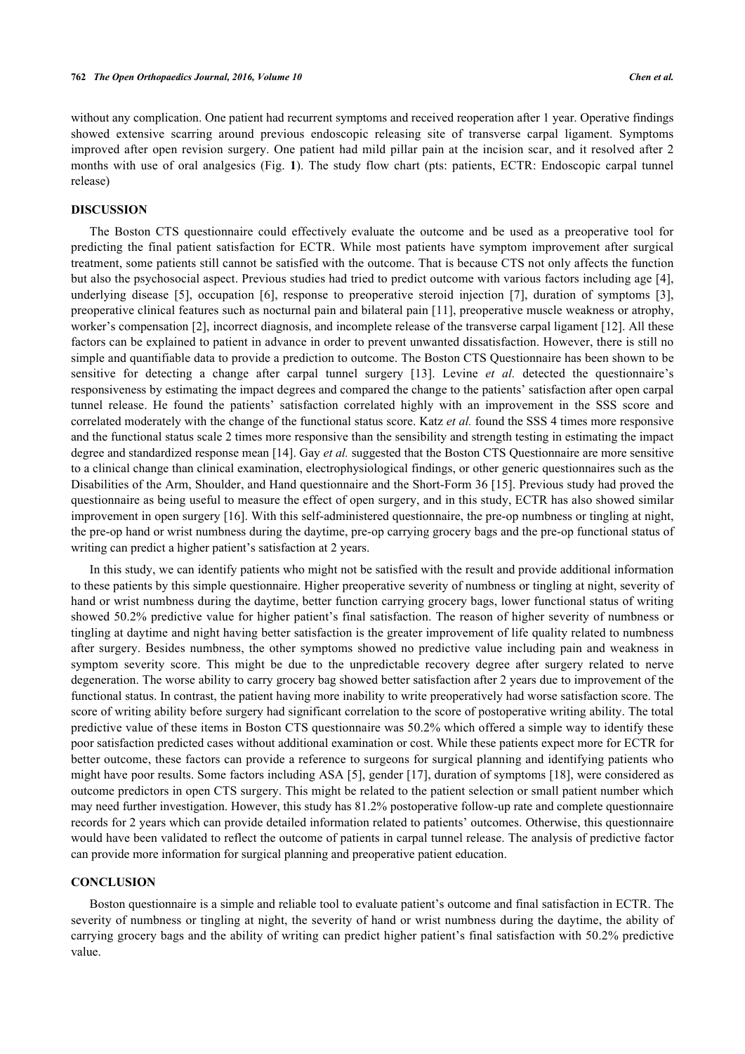without any complication. One patient had recurrent symptoms and received reoperation after 1 year. Operative findings showed extensive scarring around previous endoscopic releasing site of transverse carpal ligament. Symptoms improved after open revision surgery. One patient had mild pillar pain at the incision scar, and it resolved after 2 months with use of oral analgesics (Fig. **1**). The study flow chart (pts: patients, ECTR: Endoscopic carpal tunnel release)

## DISCUSSION

The Boston CTS questionnaire could effectively evaluate the outcome and be used as a preoperative tool for predicting the final patient satisfaction for ECTR. While most patients have symptom improvement after surgical treatment, some patients still cannot be satisfied with the outcome. That is because CTS not only affects the function but also the psychosocial aspect. Previous studies had tried to predict outcome with various factors including age [4], underlying disease [5], occupation [6], response to preoperative steroid injection [7], duration of symptoms [3], preoperative clinical features such as nocturnal pain and bilateral pain [11], preoperative muscle weakness or atrophy, worker's compensation [2], incorrect diagnosis, and incomplete release of the transverse carpal ligament [12]. All these factors can be explained to patient in advance in order to prevent unwanted dissatisfaction. However, there is still no simple and quantifiable data to provide a prediction to outcome. The Boston CTS Questionnaire has been shown to be sensitive for detecting a change after carpal tunnel surgery [13]. Levine *et al.* detected the questionnaire's responsiveness by estimating the impact degrees and compared the change to the patients' satisfaction after open carpal tunnel release. He found the patients' satisfaction correlated highly with an improvement in the SSS score and correlated moderately with the change of the functional status score. Katz *et al.* found the SSS 4 times more responsive and the functional status scale 2 times more responsive than the sensibility and strength testing in estimating the impact degree and standardized response mean [14]. Gay *et al.* suggested that the Boston CTS Questionnaire are more sensitive to a clinical change than clinical examination, electrophysiological findings, or other generic questionnaires such as the Disabilities of the Arm, Shoulder, and Hand questionnaire and the Short-Form 36 [15]. Previous study had proved the questionnaire as being useful to measure the effect of open surgery, and in this study, ECTR has also showed similar improvement in open surgery [16]. With this self-administered questionnaire, the pre-op numbness or tingling at night, the pre-op hand or wrist numbness during the daytime, pre-op carrying grocery bags and the pre-op functional status of writing can predict a higher patient's satisfaction at 2 years.

In this study, we can identify patients who might not be satisfied with the result and provide additional information to these patients by this simple questionnaire. Higher preoperative severity of numbness or tingling at night, severity of hand or wrist numbness during the daytime, better function carrying grocery bags, lower functional status of writing showed 50.2% predictive value for higher patient's final satisfaction. The reason of higher severity of numbness or tingling at daytime and night having better satisfaction is the greater improvement of life quality related to numbness after surgery. Besides numbness, the other symptoms showed no predictive value including pain and weakness in symptom severity score. This might be due to the unpredictable recovery degree after surgery related to nerve degeneration. The worse ability to carry grocery bag showed better satisfaction after 2 years due to improvement of the functional status. In contrast, the patient having more inability to write preoperatively had worse satisfaction score. The score of writing ability before surgery had significant correlation to the score of postoperative writing ability. The total predictive value of these items in Boston CTS questionnaire was 50.2% which offered a simple way to identify these poor satisfaction predicted cases without additional examination or cost. While these patients expect more for ECTR for better outcome, these factors can provide a reference to surgeons for surgical planning and identifying patients who might have poor results. Some factors including ASA [5], gender [17], duration of symptoms [18], were considered as outcome predictors in open CTS surgery. This might be related to the patient selection or small patient number which may need further investigation. However, this study has 81.2% postoperative follow-up rate and complete questionnaire records for 2 years which can provide detailed information related to patients' outcomes. Otherwise, this questionnaire would have been validated to reflect the outcome of patients in carpal tunnel release. The analysis of predictive factor can provide more information for surgical planning and preoperative patient education.

## CONCLUSION

Boston questionnaire is a simple and reliable tool to evaluate patient's outcome and final satisfaction in ECTR. The severity of numbness or tingling at night, the severity of hand or wrist numbness during the daytime, the ability of carrying grocery bags and the ability of writing can predict higher patient's final satisfaction with 50.2% predictive value.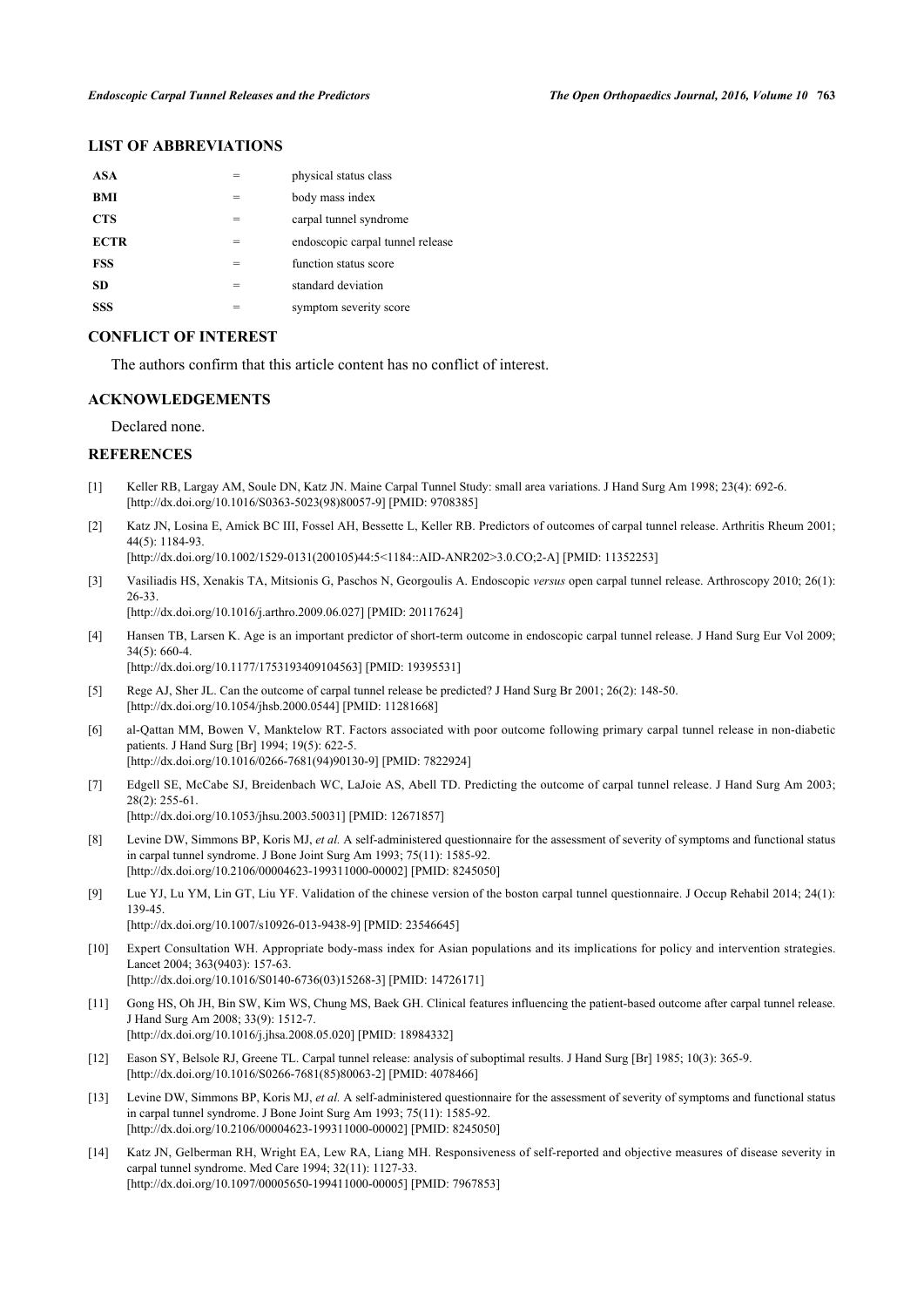## LIST OF ABBREVIATIONS

| | | |
|---|---|---|
| **ASA** | = | physical status class |
| **BMI** | = | body mass index |
| **CTS** | = | carpal tunnel syndrome |
| **ECTR** | = | endoscopic carpal tunnel release |
| **FSS** | = | function status score |
| **SD** | = | standard deviation |
| **SSS** | = | symptom severity score |

## CONFLICT OF INTEREST

The authors confirm that this article content has no conflict of interest.

## ACKNOWLEDGEMENTS

Declared none.

## REFERENCES

[1] Keller RB, Largay AM, Soule DN, Katz JN. Maine Carpal Tunnel Study: small area variations. J Hand Surg Am 1998; 23(4): 692-6. [http://dx.doi.org/10.1016/S0363-5023(98)80057-9] [PMID: 9708385]

[2] Katz JN, Losina E, Amick BC III, Fossel AH, Bessette L, Keller RB. Predictors of outcomes of carpal tunnel release. Arthritis Rheum 2001; 44(5): 1184-93. [http://dx.doi.org/10.1002/1529-0131(200105)44:5<1184::AID-ANR202>3.0.CO;2-A] [PMID: 11352253]

[3] Vasiliadis HS, Xenakis TA, Mitsionis G, Paschos N, Georgoulis A. Endoscopic *versus* open carpal tunnel release. Arthroscopy 2010; 26(1): 26-33. [http://dx.doi.org/10.1016/j.arthro.2009.06.027] [PMID: 20117624]

[4] Hansen TB, Larsen K. Age is an important predictor of short-term outcome in endoscopic carpal tunnel release. J Hand Surg Eur Vol 2009; 34(5): 660-4. [http://dx.doi.org/10.1177/1753193409104563] [PMID: 19395531]

[5] Rege AJ, Sher JL. Can the outcome of carpal tunnel release be predicted? J Hand Surg Br 2001; 26(2): 148-50. [http://dx.doi.org/10.1054/jhsb.2000.0544] [PMID: 11281668]

[6] al-Qattan MM, Bowen V, Manktelow RT. Factors associated with poor outcome following primary carpal tunnel release in non-diabetic patients. J Hand Surg [Br] 1994; 19(5): 622-5. [http://dx.doi.org/10.1016/0266-7681(94)90130-9] [PMID: 7822924]

[7] Edgell SE, McCabe SJ, Breidenbach WC, LaJoie AS, Abell TD. Predicting the outcome of carpal tunnel release. J Hand Surg Am 2003; 28(2): 255-61. [http://dx.doi.org/10.1053/jhsu.2003.50031] [PMID: 12671857]

[8] Levine DW, Simmons BP, Koris MJ, *et al.* A self-administered questionnaire for the assessment of severity of symptoms and functional status in carpal tunnel syndrome. J Bone Joint Surg Am 1993; 75(11): 1585-92. [http://dx.doi.org/10.2106/00004623-199311000-00002] [PMID: 8245050]

[9] Lue YJ, Lu YM, Lin GT, Liu YF. Validation of the chinese version of the boston carpal tunnel questionnaire. J Occup Rehabil 2014; 24(1): 139-45. [http://dx.doi.org/10.1007/s10926-013-9438-9] [PMID: 23546645]

[10] Expert Consultation WH. Appropriate body-mass index for Asian populations and its implications for policy and intervention strategies. Lancet 2004; 363(9403): 157-63. [http://dx.doi.org/10.1016/S0140-6736(03)15268-3] [PMID: 14726171]

[11] Gong HS, Oh JH, Bin SW, Kim WS, Chung MS, Baek GH. Clinical features influencing the patient-based outcome after carpal tunnel release. J Hand Surg Am 2008; 33(9): 1512-7. [http://dx.doi.org/10.1016/j.jhsa.2008.05.020] [PMID: 18984332]

[12] Eason SY, Belsole RJ, Greene TL. Carpal tunnel release: analysis of suboptimal results. J Hand Surg [Br] 1985; 10(3): 365-9. [http://dx.doi.org/10.1016/S0266-7681(85)80063-2] [PMID: 4078466]

[13] Levine DW, Simmons BP, Koris MJ, *et al.* A self-administered questionnaire for the assessment of severity of symptoms and functional status in carpal tunnel syndrome. J Bone Joint Surg Am 1993; 75(11): 1585-92. [http://dx.doi.org/10.2106/00004623-199311000-00002] [PMID: 8245050]

[14] Katz JN, Gelberman RH, Wright EA, Lew RA, Liang MH. Responsiveness of self-reported and objective measures of disease severity in carpal tunnel syndrome. Med Care 1994; 32(11): 1127-33. [http://dx.doi.org/10.1097/00005650-199411000-00005] [PMID: 7967853]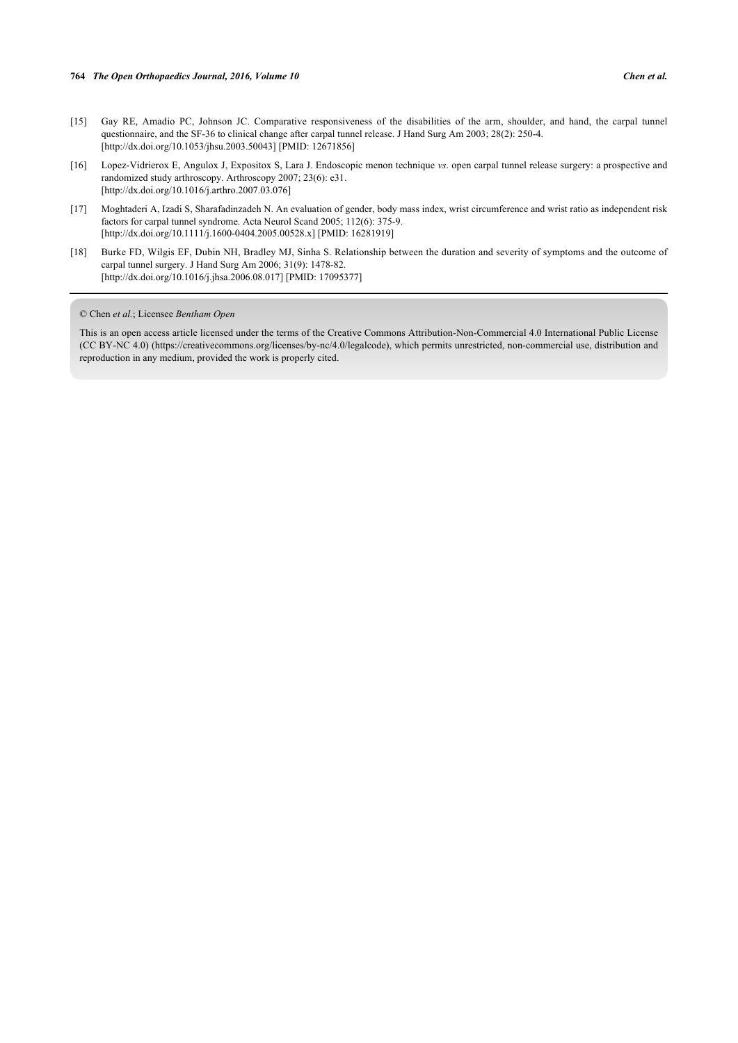[15] Gay RE, Amadio PC, Johnson JC. Comparative responsiveness of the disabilities of the arm, shoulder, and hand, the carpal tunnel questionnaire, and the SF-36 to clinical change after carpal tunnel release. J Hand Surg Am 2003; 28(2): 250-4. [http://dx.doi.org/10.1053/jhsu.2003.50043] [PMID: 12671856]

[16] Lopez-Vidrierox E, Angulox J, Expositox S, Lara J. Endoscopic menon technique *vs*. open carpal tunnel release surgery: a prospective and randomized study arthroscopy. Arthroscopy 2007; 23(6): e31. [http://dx.doi.org/10.1016/j.arthro.2007.03.076]

[17] Moghtaderi A, Izadi S, Sharafadinzadeh N. An evaluation of gender, body mass index, wrist circumference and wrist ratio as independent risk factors for carpal tunnel syndrome. Acta Neurol Scand 2005; 112(6): 375-9. [http://dx.doi.org/10.1111/j.1600-0404.2005.00528.x] [PMID: 16281919]

[18] Burke FD, Wilgis EF, Dubin NH, Bradley MJ, Sinha S. Relationship between the duration and severity of symptoms and the outcome of carpal tunnel surgery. J Hand Surg Am 2006; 31(9): 1478-82. [http://dx.doi.org/10.1016/j.jhsa.2006.08.017] [PMID: 17095377]

---

© Chen *et al.*; Licensee *Bentham Open*

This is an open access article licensed under the terms of the Creative Commons Attribution-Non-Commercial 4.0 International Public License (CC BY-NC 4.0) (https://creativecommons.org/licenses/by-nc/4.0/legalcode), which permits unrestricted, non-commercial use, distribution and reproduction in any medium, provided the work is properly cited.